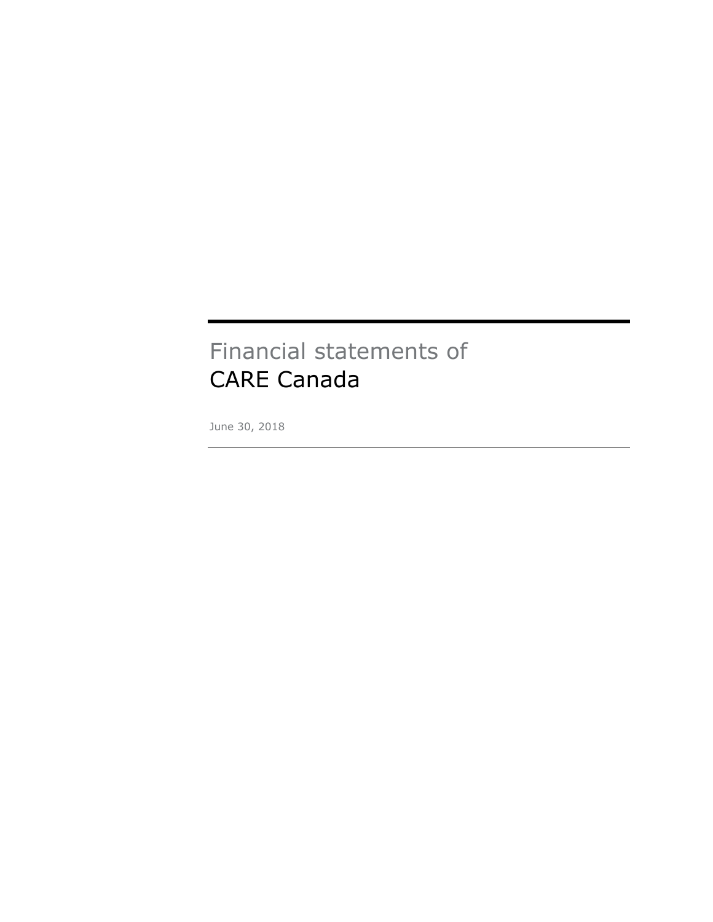# Financial statements of
# CARE Canada

June 30, 2018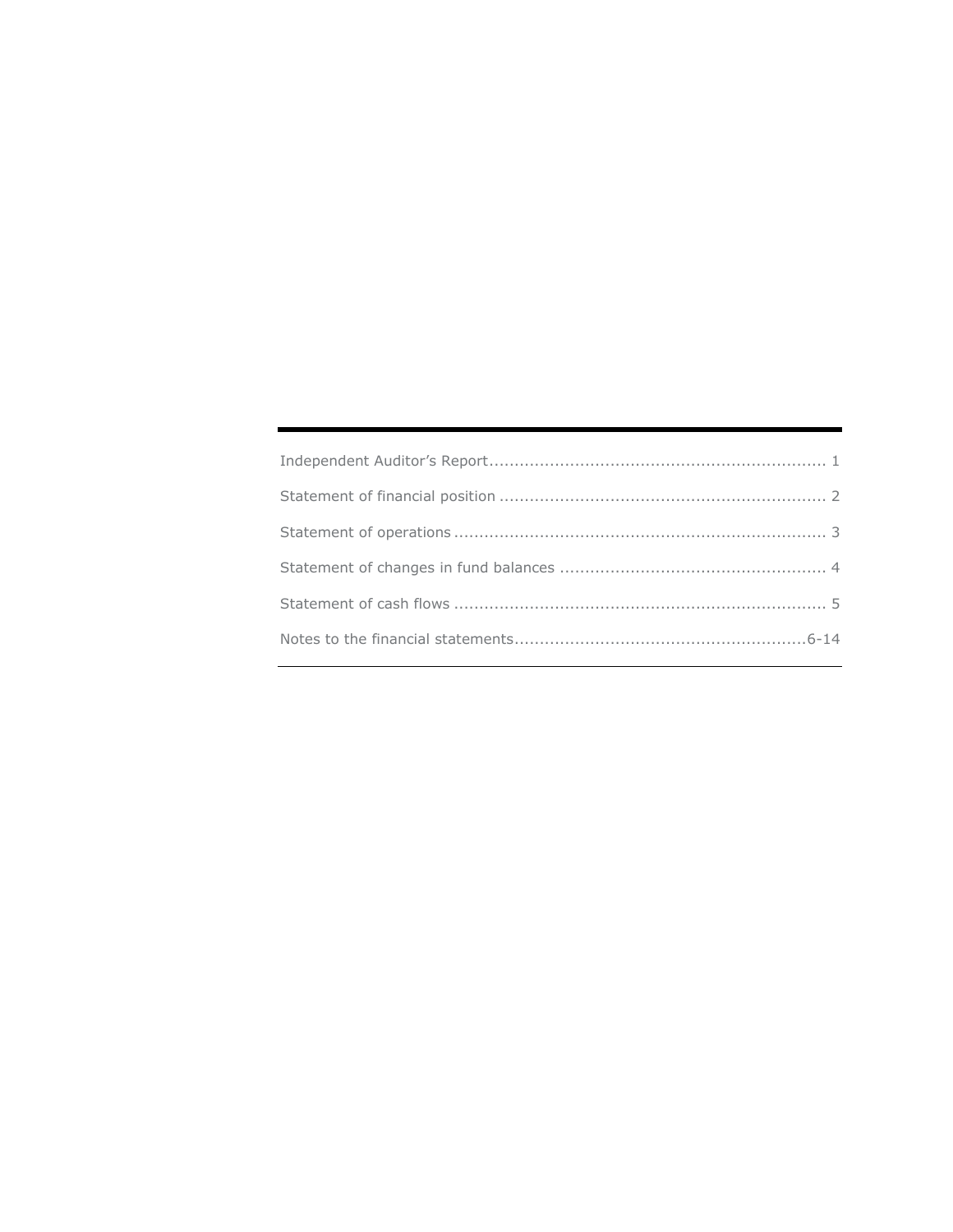| | |
|---|---|
| Independent Auditor's Report | 1 |
| Statement of financial position | 2 |
| Statement of operations | 3 |
| Statement of changes in fund balances | 4 |
| Statement of cash flows | 5 |
| Notes to the financial statements | 6-14 |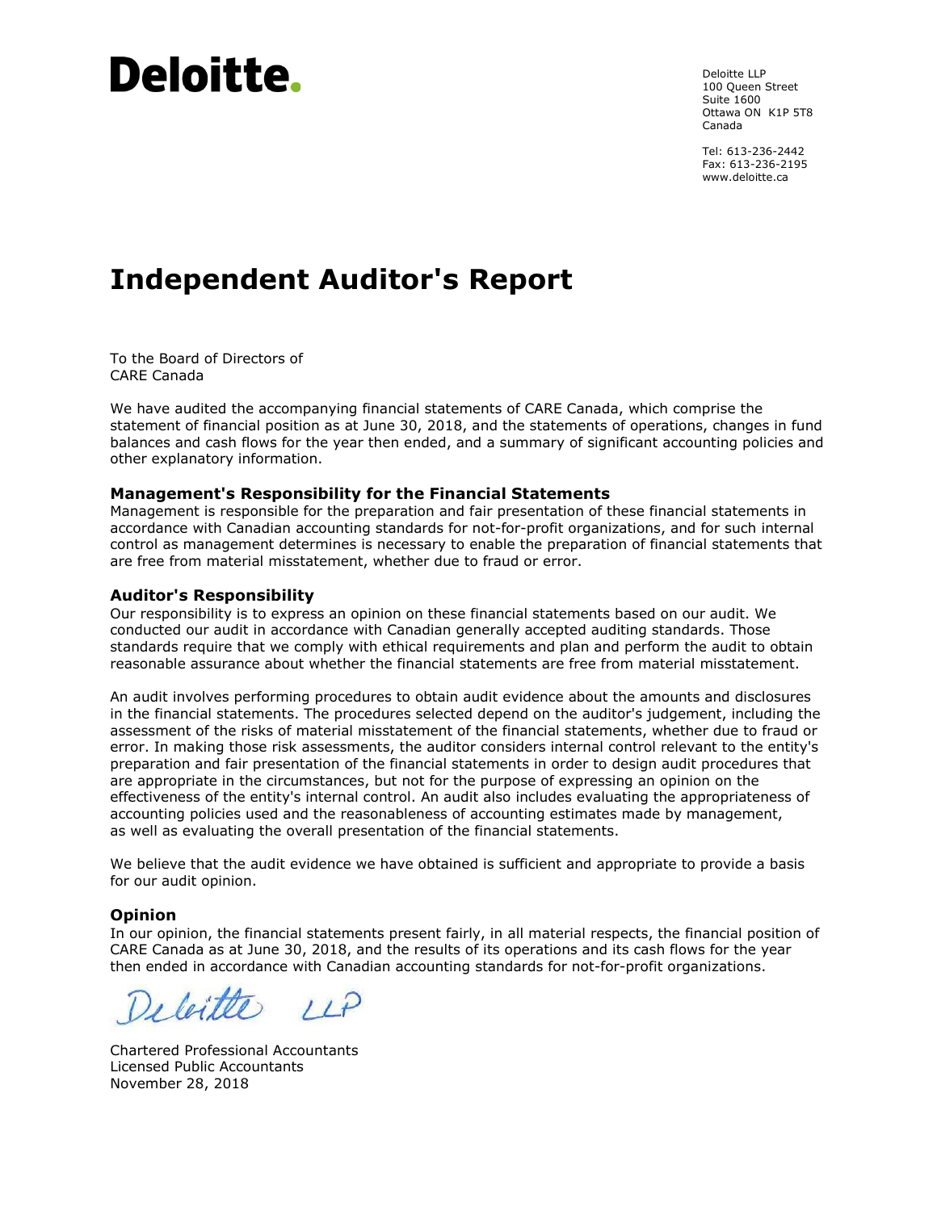Deloitte.

Deloitte LLP
100 Queen Street
Suite 1600
Ottawa ON K1P 5T8
Canada

Tel: 613-236-2442
Fax: 613-236-2195
www.deloitte.ca

# Independent Auditor's Report

To the Board of Directors of
CARE Canada

We have audited the accompanying financial statements of CARE Canada, which comprise the statement of financial position as at June 30, 2018, and the statements of operations, changes in fund balances and cash flows for the year then ended, and a summary of significant accounting policies and other explanatory information.

### Management's Responsibility for the Financial Statements

Management is responsible for the preparation and fair presentation of these financial statements in accordance with Canadian accounting standards for not-for-profit organizations, and for such internal control as management determines is necessary to enable the preparation of financial statements that are free from material misstatement, whether due to fraud or error.

### Auditor's Responsibility

Our responsibility is to express an opinion on these financial statements based on our audit. We conducted our audit in accordance with Canadian generally accepted auditing standards. Those standards require that we comply with ethical requirements and plan and perform the audit to obtain reasonable assurance about whether the financial statements are free from material misstatement.

An audit involves performing procedures to obtain audit evidence about the amounts and disclosures in the financial statements. The procedures selected depend on the auditor's judgement, including the assessment of the risks of material misstatement of the financial statements, whether due to fraud or error. In making those risk assessments, the auditor considers internal control relevant to the entity's preparation and fair presentation of the financial statements in order to design audit procedures that are appropriate in the circumstances, but not for the purpose of expressing an opinion on the effectiveness of the entity's internal control. An audit also includes evaluating the appropriateness of accounting policies used and the reasonableness of accounting estimates made by management, as well as evaluating the overall presentation of the financial statements.

We believe that the audit evidence we have obtained is sufficient and appropriate to provide a basis for our audit opinion.

### Opinion

In our opinion, the financial statements present fairly, in all material respects, the financial position of CARE Canada as at June 30, 2018, and the results of its operations and its cash flows for the year then ended in accordance with Canadian accounting standards for not-for-profit organizations.

Deloitte LLP

Chartered Professional Accountants
Licensed Public Accountants
November 28, 2018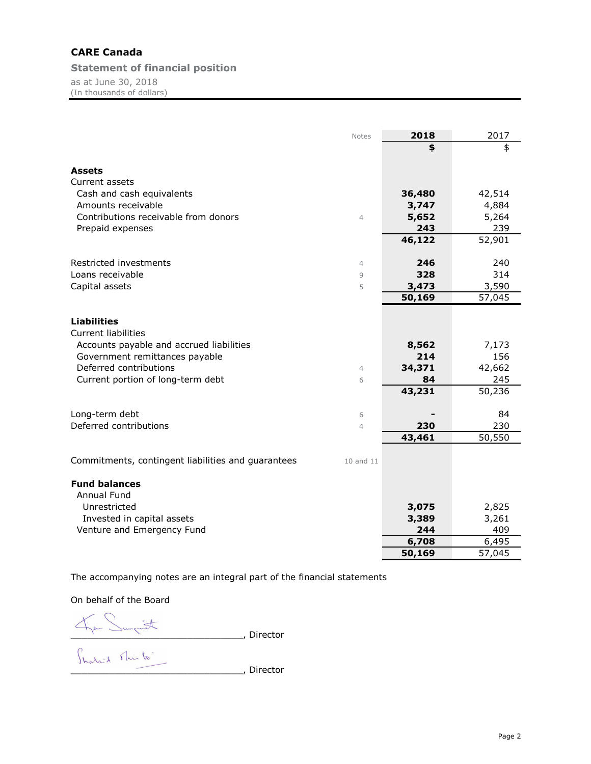# CARE Canada

## Statement of financial position

as at June 30, 2018
(In thousands of dollars)

| | Notes | 2018 | 2017 |
|---|---|---|---|
| | | **$** | $ |
| **Assets** | | | |
| Current assets | | | |
| Cash and cash equivalents | | **36,480** | 42,514 |
| Amounts receivable | | **3,747** | 4,884 |
| Contributions receivable from donors | 4 | **5,652** | 5,264 |
| Prepaid expenses | | **243** | 239 |
| | | **46,122** | 52,901 |
| Restricted investments | 4 | **246** | 240 |
| Loans receivable | 9 | **328** | 314 |
| Capital assets | 5 | **3,473** | 3,590 |
| | | **50,169** | 57,045 |
| **Liabilities** | | | |
| Current liabilities | | | |
| Accounts payable and accrued liabilities | | **8,562** | 7,173 |
| Government remittances payable | | **214** | 156 |
| Deferred contributions | 4 | **34,371** | 42,662 |
| Current portion of long-term debt | 6 | **84** | 245 |
| | | **43,231** | 50,236 |
| Long-term debt | 6 | **-** | 84 |
| Deferred contributions | 4 | **230** | 230 |
| | | **43,461** | 50,550 |
| Commitments, contingent liabilities and guarantees | 10 and 11 | | |
| **Fund balances** | | | |
| Annual Fund | | | |
| Unrestricted | | **3,075** | 2,825 |
| Invested in capital assets | | **3,389** | 3,261 |
| Venture and Emergency Fund | | **244** | 409 |
| | | **6,708** | 6,495 |
| | | **50,169** | 57,045 |

The accompanying notes are an integral part of the financial statements

On behalf of the Board

______________________________, Director

______________________________, Director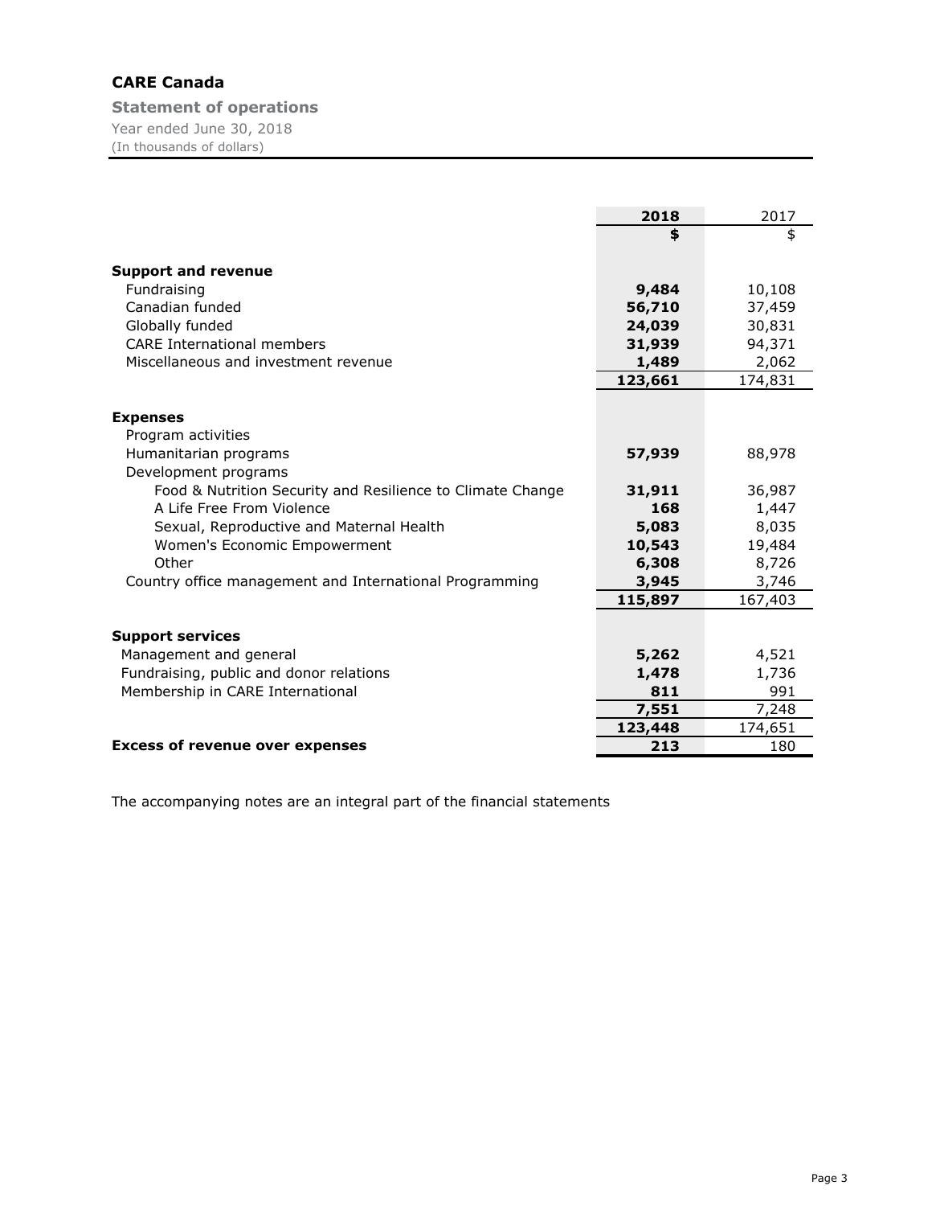# CARE Canada

## Statement of operations

Year ended June 30, 2018
(In thousands of dollars)

| | 2018 | 2017 |
|---|---|---|
| | **$** | $ |
| **Support and revenue** | | |
| Fundraising | **9,484** | 10,108 |
| Canadian funded | **56,710** | 37,459 |
| Globally funded | **24,039** | 30,831 |
| CARE International members | **31,939** | 94,371 |
| Miscellaneous and investment revenue | **1,489** | 2,062 |
| | **123,661** | 174,831 |
| **Expenses** | | |
| Program activities | | |
| Humanitarian programs | **57,939** | 88,978 |
| Development programs | | |
| Food & Nutrition Security and Resilience to Climate Change | **31,911** | 36,987 |
| A Life Free From Violence | **168** | 1,447 |
| Sexual, Reproductive and Maternal Health | **5,083** | 8,035 |
| Women's Economic Empowerment | **10,543** | 19,484 |
| Other | **6,308** | 8,726 |
| Country office management and International Programming | **3,945** | 3,746 |
| | **115,897** | 167,403 |
| **Support services** | | |
| Management and general | **5,262** | 4,521 |
| Fundraising, public and donor relations | **1,478** | 1,736 |
| Membership in CARE International | **811** | 991 |
| | **7,551** | 7,248 |
| | **123,448** | 174,651 |
| **Excess of revenue over expenses** | **213** | 180 |

The accompanying notes are an integral part of the financial statements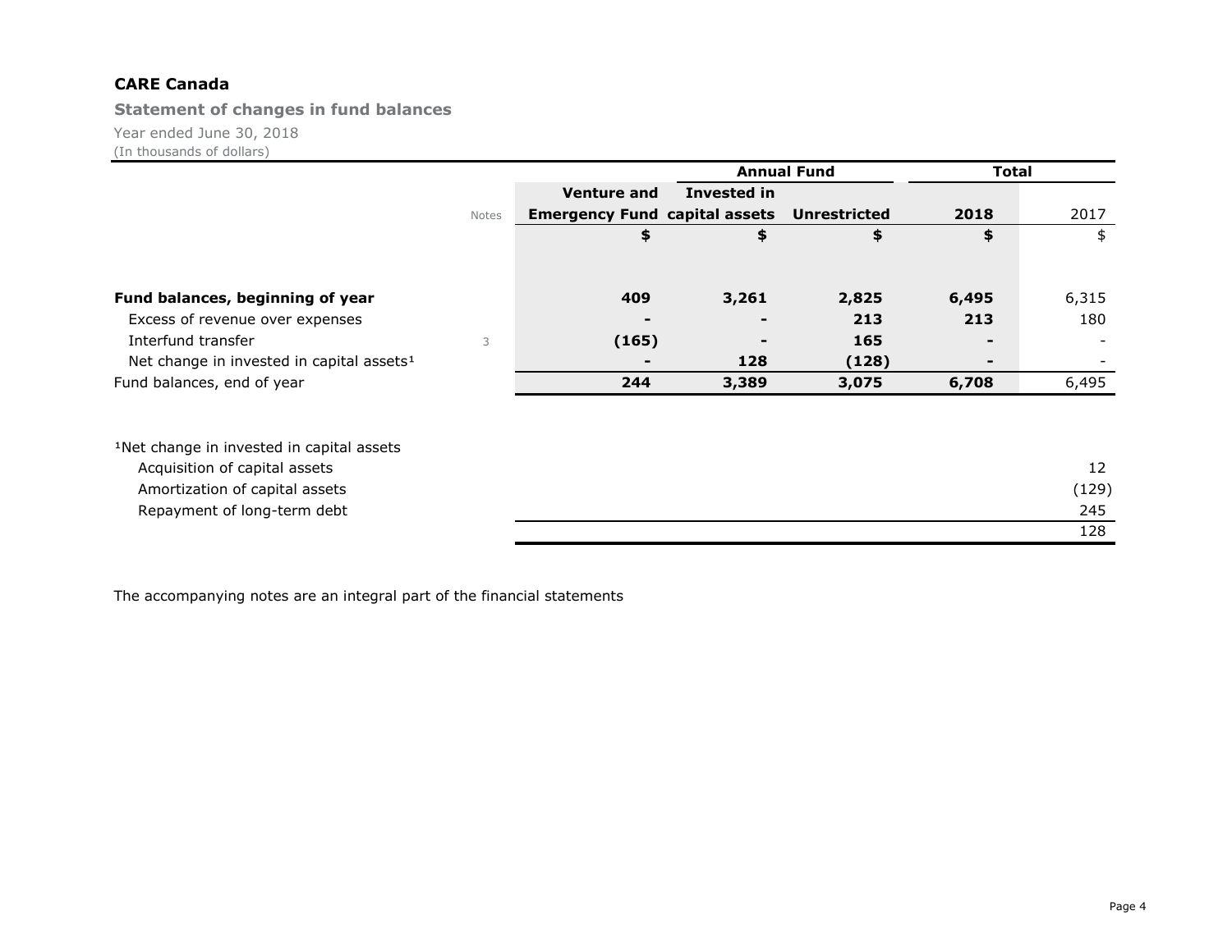**CARE Canada**

**Statement of changes in fund balances**

Year ended June 30, 2018
(In thousands of dollars)

| | Notes | Annual Fund | | | Total | |
|---|---|---|---|---|---|---|
| | | Venture and Emergency Fund | Invested in capital assets | Unrestricted | 2018 | 2017 |
| | | $ | $ | $ | $ | $ |
| **Fund balances, beginning of year** | | **409** | **3,261** | **2,825** | **6,495** | 6,315 |
| Excess of revenue over expenses | | **-** | **-** | **213** | **213** | 180 |
| Interfund transfer | 3 | **(165)** | **-** | **165** | **-** | - |
| Net change in invested in capital assets[1] | | **-** | **128** | **(128)** | **-** | - |
| Fund balances, end of year | | **244** | **3,389** | **3,075** | **6,708** | 6,495 |

[1]Net change in invested in capital assets

| | |
|---|---|
| Acquisition of capital assets | 12 |
| Amortization of capital assets | (129) |
| Repayment of long-term debt | 245 |
| | 128 |

The accompanying notes are an integral part of the financial statements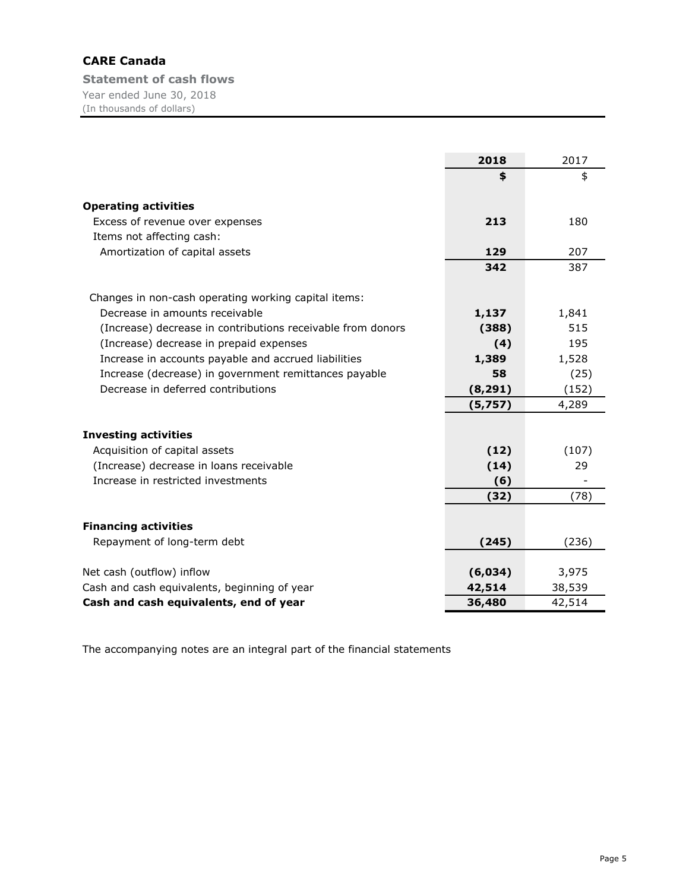# CARE Canada

## Statement of cash flows

Year ended June 30, 2018
(In thousands of dollars)

| | 2018 | 2017 |
|---|---|---|
| | $ | $ |
| **Operating activities** | | |
| Excess of revenue over expenses | **213** | 180 |
| Items not affecting cash: | | |
| Amortization of capital assets | **129** | 207 |
| | **342** | 387 |
| Changes in non-cash operating working capital items: | | |
| Decrease in amounts receivable | **1,137** | 1,841 |
| (Increase) decrease in contributions receivable from donors | **(388)** | 515 |
| (Increase) decrease in prepaid expenses | **(4)** | 195 |
| Increase in accounts payable and accrued liabilities | **1,389** | 1,528 |
| Increase (decrease) in government remittances payable | **58** | (25) |
| Decrease in deferred contributions | **(8,291)** | (152) |
| | **(5,757)** | 4,289 |
| **Investing activities** | | |
| Acquisition of capital assets | **(12)** | (107) |
| (Increase) decrease in loans receivable | **(14)** | 29 |
| Increase in restricted investments | **(6)** | - |
| | **(32)** | (78) |
| **Financing activities** | | |
| Repayment of long-term debt | **(245)** | (236) |
| Net cash (outflow) inflow | **(6,034)** | 3,975 |
| Cash and cash equivalents, beginning of year | **42,514** | 38,539 |
| **Cash and cash equivalents, end of year** | **36,480** | 42,514 |

The accompanying notes are an integral part of the financial statements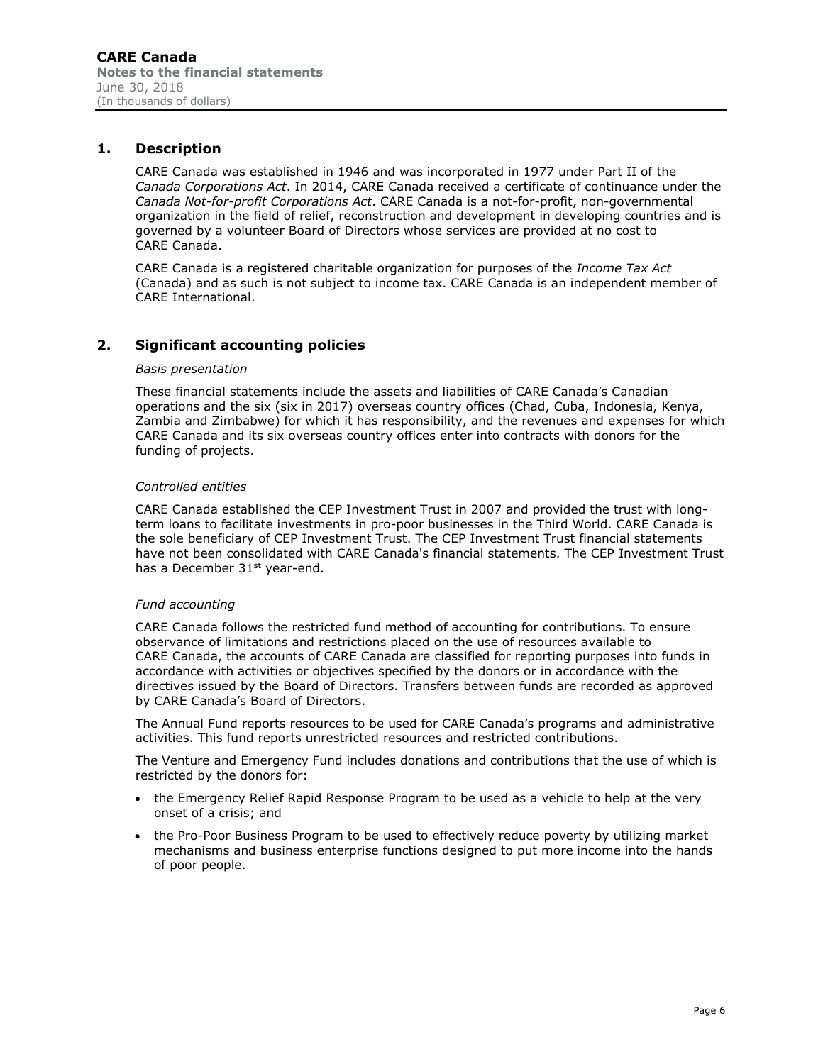# CARE Canada

**Notes to the financial statements**

June 30, 2018

(In thousands of dollars)

## 1. Description

CARE Canada was established in 1946 and was incorporated in 1977 under Part II of the *Canada Corporations Act*. In 2014, CARE Canada received a certificate of continuance under the *Canada Not-for-profit Corporations Act*. CARE Canada is a not-for-profit, non-governmental organization in the field of relief, reconstruction and development in developing countries and is governed by a volunteer Board of Directors whose services are provided at no cost to CARE Canada.

CARE Canada is a registered charitable organization for purposes of the *Income Tax Act* (Canada) and as such is not subject to income tax. CARE Canada is an independent member of CARE International.

## 2. Significant accounting policies

*Basis presentation*

These financial statements include the assets and liabilities of CARE Canada's Canadian operations and the six (six in 2017) overseas country offices (Chad, Cuba, Indonesia, Kenya, Zambia and Zimbabwe) for which it has responsibility, and the revenues and expenses for which CARE Canada and its six overseas country offices enter into contracts with donors for the funding of projects.

*Controlled entities*

CARE Canada established the CEP Investment Trust in 2007 and provided the trust with long-term loans to facilitate investments in pro-poor businesses in the Third World. CARE Canada is the sole beneficiary of CEP Investment Trust. The CEP Investment Trust financial statements have not been consolidated with CARE Canada's financial statements. The CEP Investment Trust has a December 31st year-end.

*Fund accounting*

CARE Canada follows the restricted fund method of accounting for contributions. To ensure observance of limitations and restrictions placed on the use of resources available to CARE Canada, the accounts of CARE Canada are classified for reporting purposes into funds in accordance with activities or objectives specified by the donors or in accordance with the directives issued by the Board of Directors. Transfers between funds are recorded as approved by CARE Canada's Board of Directors.

The Annual Fund reports resources to be used for CARE Canada's programs and administrative activities. This fund reports unrestricted resources and restricted contributions.

The Venture and Emergency Fund includes donations and contributions that the use of which is restricted by the donors for:

- the Emergency Relief Rapid Response Program to be used as a vehicle to help at the very onset of a crisis; and
- the Pro-Poor Business Program to be used to effectively reduce poverty by utilizing market mechanisms and business enterprise functions designed to put more income into the hands of poor people.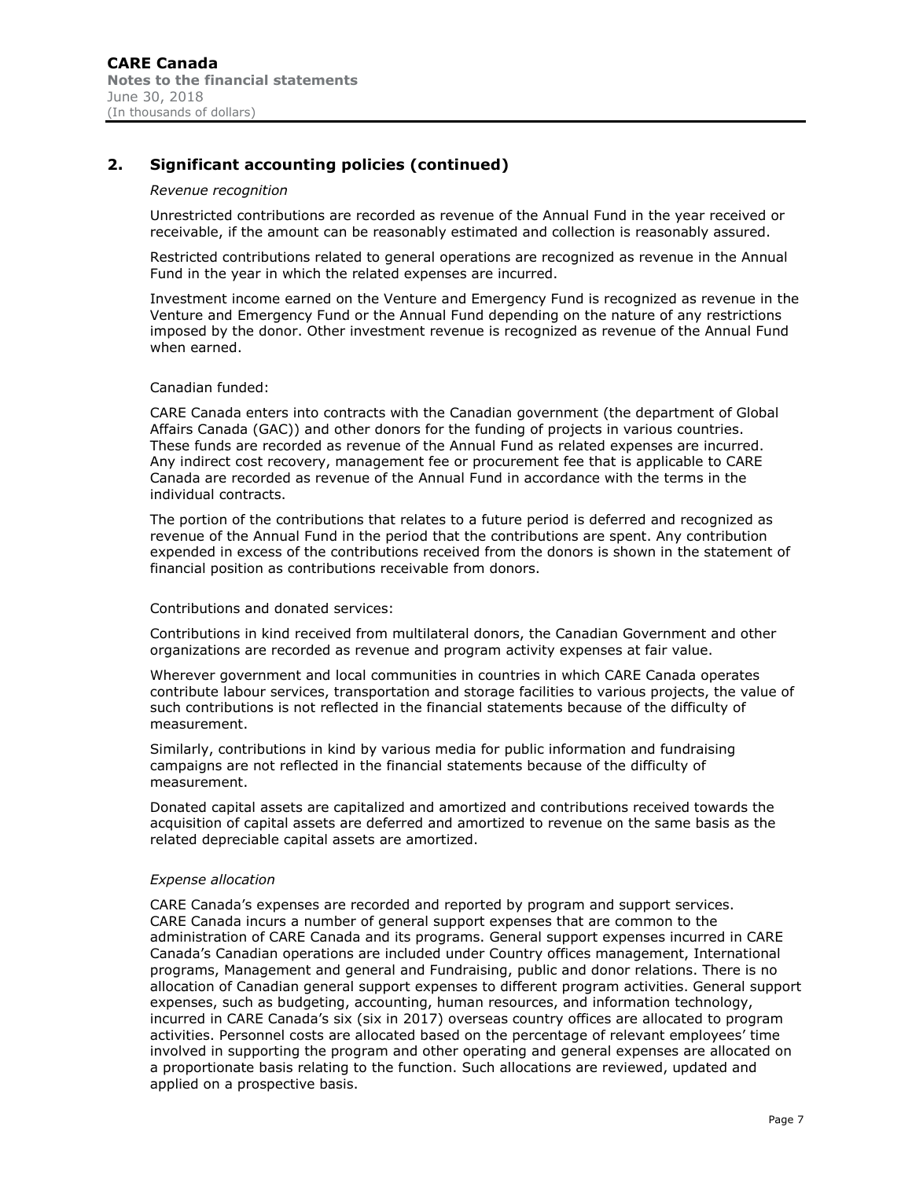## 2. Significant accounting policies (continued)

*Revenue recognition*

Unrestricted contributions are recorded as revenue of the Annual Fund in the year received or receivable, if the amount can be reasonably estimated and collection is reasonably assured.

Restricted contributions related to general operations are recognized as revenue in the Annual Fund in the year in which the related expenses are incurred.

Investment income earned on the Venture and Emergency Fund is recognized as revenue in the Venture and Emergency Fund or the Annual Fund depending on the nature of any restrictions imposed by the donor. Other investment revenue is recognized as revenue of the Annual Fund when earned.

Canadian funded:

CARE Canada enters into contracts with the Canadian government (the department of Global Affairs Canada (GAC)) and other donors for the funding of projects in various countries. These funds are recorded as revenue of the Annual Fund as related expenses are incurred. Any indirect cost recovery, management fee or procurement fee that is applicable to CARE Canada are recorded as revenue of the Annual Fund in accordance with the terms in the individual contracts.

The portion of the contributions that relates to a future period is deferred and recognized as revenue of the Annual Fund in the period that the contributions are spent. Any contribution expended in excess of the contributions received from the donors is shown in the statement of financial position as contributions receivable from donors.

Contributions and donated services:

Contributions in kind received from multilateral donors, the Canadian Government and other organizations are recorded as revenue and program activity expenses at fair value.

Wherever government and local communities in countries in which CARE Canada operates contribute labour services, transportation and storage facilities to various projects, the value of such contributions is not reflected in the financial statements because of the difficulty of measurement.

Similarly, contributions in kind by various media for public information and fundraising campaigns are not reflected in the financial statements because of the difficulty of measurement.

Donated capital assets are capitalized and amortized and contributions received towards the acquisition of capital assets are deferred and amortized to revenue on the same basis as the related depreciable capital assets are amortized.

*Expense allocation*

CARE Canada's expenses are recorded and reported by program and support services. CARE Canada incurs a number of general support expenses that are common to the administration of CARE Canada and its programs. General support expenses incurred in CARE Canada's Canadian operations are included under Country offices management, International programs, Management and general and Fundraising, public and donor relations. There is no allocation of Canadian general support expenses to different program activities. General support expenses, such as budgeting, accounting, human resources, and information technology, incurred in CARE Canada's six (six in 2017) overseas Country offices are allocated to program activities. Personnel costs are allocated based on the percentage of relevant employees' time involved in supporting the program and other operating and general expenses are allocated on a proportionate basis relating to the function. Such allocations are reviewed, updated and applied on a prospective basis.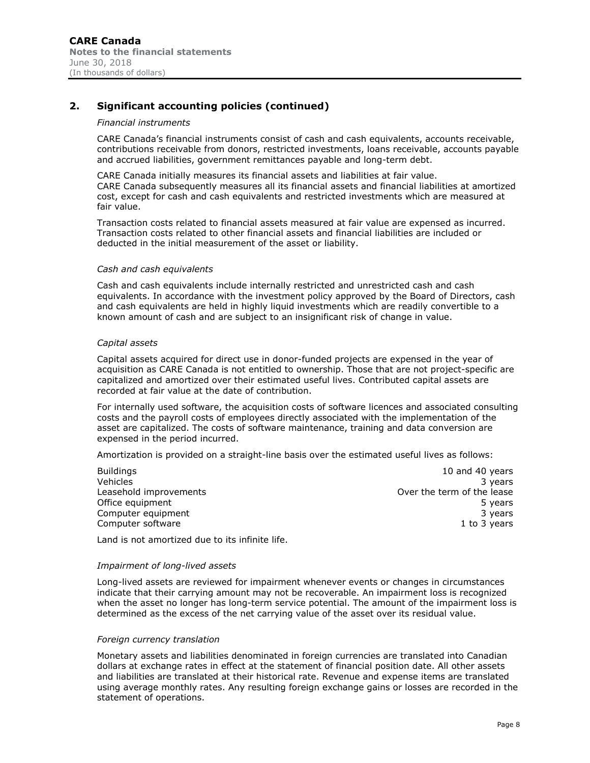## 2. Significant accounting policies (continued)

*Financial instruments*

CARE Canada's financial instruments consist of cash and cash equivalents, accounts receivable, contributions receivable from donors, restricted investments, loans receivable, accounts payable and accrued liabilities, government remittances payable and long-term debt.

CARE Canada initially measures its financial assets and liabilities at fair value.
CARE Canada subsequently measures all its financial assets and financial liabilities at amortized cost, except for cash and cash equivalents and restricted investments which are measured at fair value.

Transaction costs related to financial assets measured at fair value are expensed as incurred. Transaction costs related to other financial assets and financial liabilities are included or deducted in the initial measurement of the asset or liability.

*Cash and cash equivalents*

Cash and cash equivalents include internally restricted and unrestricted cash and cash equivalents. In accordance with the investment policy approved by the Board of Directors, cash and cash equivalents are held in highly liquid investments which are readily convertible to a known amount of cash and are subject to an insignificant risk of change in value.

*Capital assets*

Capital assets acquired for direct use in donor-funded projects are expensed in the year of acquisition as CARE Canada is not entitled to ownership. Those that are not project-specific are capitalized and amortized over their estimated useful lives. Contributed capital assets are recorded at fair value at the date of contribution.

For internally used software, the acquisition costs of software licences and associated consulting costs and the payroll costs of employees directly associated with the implementation of the asset are capitalized. The costs of software maintenance, training and data conversion are expensed in the period incurred.

Amortization is provided on a straight-line basis over the estimated useful lives as follows:

| | |
|---|---|
| Buildings | 10 and 40 years |
| Vehicles | 3 years |
| Leasehold improvements | Over the term of the lease |
| Office equipment | 5 years |
| Computer equipment | 3 years |
| Computer software | 1 to 3 years |

Land is not amortized due to its infinite life.

*Impairment of long-lived assets*

Long-lived assets are reviewed for impairment whenever events or changes in circumstances indicate that their carrying amount may not be recoverable. An impairment loss is recognized when the asset no longer has long-term service potential. The amount of the impairment loss is determined as the excess of the net carrying value of the asset over its residual value.

*Foreign currency translation*

Monetary assets and liabilities denominated in foreign currencies are translated into Canadian dollars at exchange rates in effect at the statement of financial position date. All other assets and liabilities are translated at their historical rate. Revenue and expense items are translated using average monthly rates. Any resulting foreign exchange gains or losses are recorded in the statement of operations.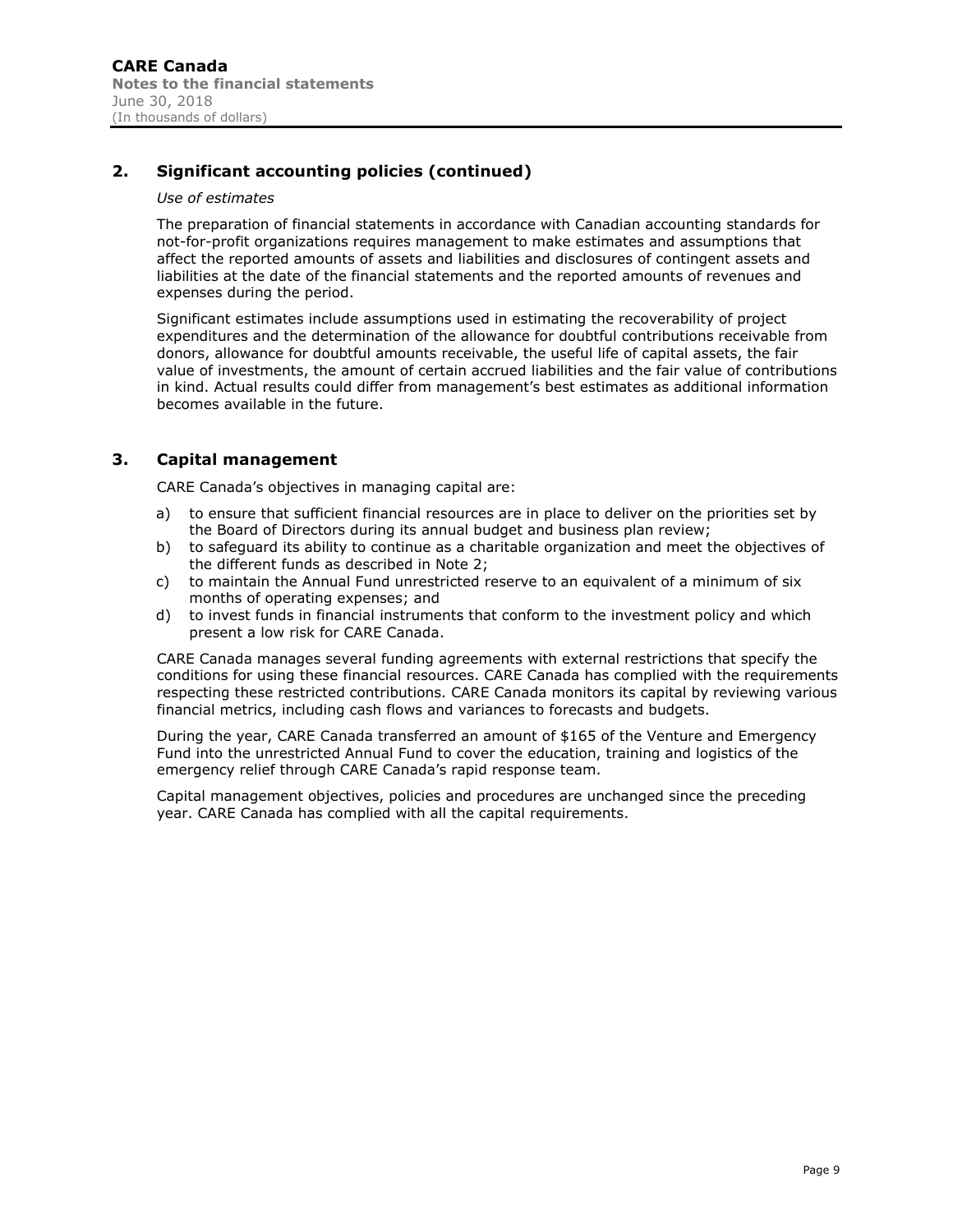## 2. Significant accounting policies (continued)

*Use of estimates*

The preparation of financial statements in accordance with Canadian accounting standards for not-for-profit organizations requires management to make estimates and assumptions that affect the reported amounts of assets and liabilities and disclosures of contingent assets and liabilities at the date of the financial statements and the reported amounts of revenues and expenses during the period.

Significant estimates include assumptions used in estimating the recoverability of project expenditures and the determination of the allowance for doubtful contributions receivable from donors, allowance for doubtful amounts receivable, the useful life of capital assets, the fair value of investments, the amount of certain accrued liabilities and the fair value of contributions in kind. Actual results could differ from management's best estimates as additional information becomes available in the future.

## 3. Capital management

CARE Canada's objectives in managing capital are:

a) to ensure that sufficient financial resources are in place to deliver on the priorities set by the Board of Directors during its annual budget and business plan review;
b) to safeguard its ability to continue as a charitable organization and meet the objectives of the different funds as described in Note 2;
c) to maintain the Annual Fund unrestricted reserve to an equivalent of a minimum of six months of operating expenses; and
d) to invest funds in financial instruments that conform to the investment policy and which present a low risk for CARE Canada.

CARE Canada manages several funding agreements with external restrictions that specify the conditions for using these financial resources. CARE Canada has complied with the requirements respecting these restricted contributions. CARE Canada monitors its capital by reviewing various financial metrics, including cash flows and variances to forecasts and budgets.

During the year, CARE Canada transferred an amount of $165 of the Venture and Emergency Fund into the unrestricted Annual Fund to cover the education, training and logistics of the emergency relief through CARE Canada's rapid response team.

Capital management objectives, policies and procedures are unchanged since the preceding year. CARE Canada has complied with all the capital requirements.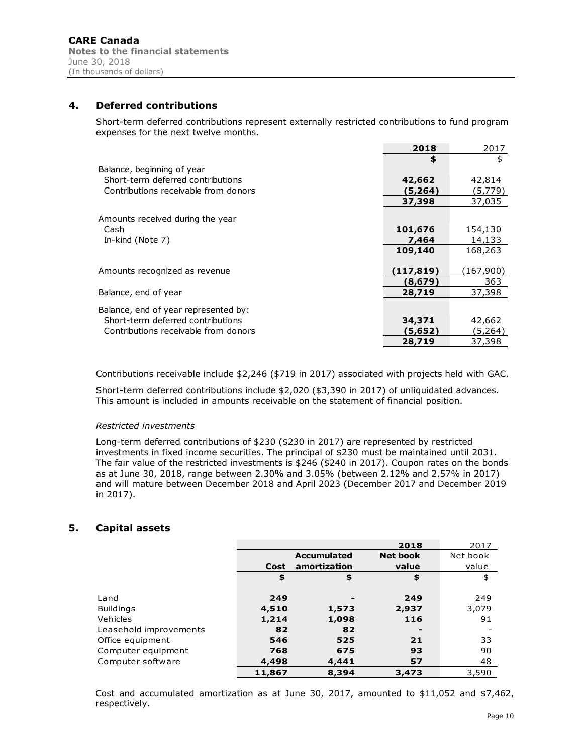## 4. Deferred contributions

Short-term deferred contributions represent externally restricted contributions to fund program expenses for the next twelve months.

| | 2018 | 2017 |
|---|---|---|
| | $ | $ |
| Balance, beginning of year | | |
| Short-term deferred contributions | 42,662 | 42,814 |
| Contributions receivable from donors | (5,264) | (5,779) |
| | 37,398 | 37,035 |
| Amounts received during the year | | |
| Cash | 101,676 | 154,130 |
| In-kind (Note 7) | 7,464 | 14,133 |
| | 109,140 | 168,263 |
| Amounts recognized as revenue | (117,819) | (167,900) |
| | (8,679) | 363 |
| Balance, end of year | 28,719 | 37,398 |
| Balance, end of year represented by: | | |
| Short-term deferred contributions | 34,371 | 42,662 |
| Contributions receivable from donors | (5,652) | (5,264) |
| | 28,719 | 37,398 |

Contributions receivable include $2,246 ($719 in 2017) associated with projects held with GAC.

Short-term deferred contributions include $2,020 ($3,390 in 2017) of unliquidated advances. This amount is included in amounts receivable on the statement of financial position.

*Restricted investments*

Long-term deferred contributions of $230 ($230 in 2017) are represented by restricted investments in fixed income securities. The principal of $230 must be maintained until 2031. The fair value of the restricted investments is $246 ($240 in 2017). Coupon rates on the bonds as at June 30, 2018, range between 2.30% and 3.05% (between 2.12% and 2.57% in 2017) and will mature between December 2018 and April 2023 (December 2017 and December 2019 in 2017).

## 5. Capital assets

| | | | 2018 | 2017 |
|---|---|---|---|---|
| | Cost | Accumulated amortization | Net book value | Net book value |
| | $ | $ | $ | $ |
| Land | 249 | - | 249 | 249 |
| Buildings | 4,510 | 1,573 | 2,937 | 3,079 |
| Vehicles | 1,214 | 1,098 | 116 | 91 |
| Leasehold improvements | 82 | 82 | - | - |
| Office equipment | 546 | 525 | 21 | 33 |
| Computer equipment | 768 | 675 | 93 | 90 |
| Computer software | 4,498 | 4,441 | 57 | 48 |
| | 11,867 | 8,394 | 3,473 | 3,590 |

Cost and accumulated amortization as at June 30, 2017, amounted to $11,052 and $7,462, respectively.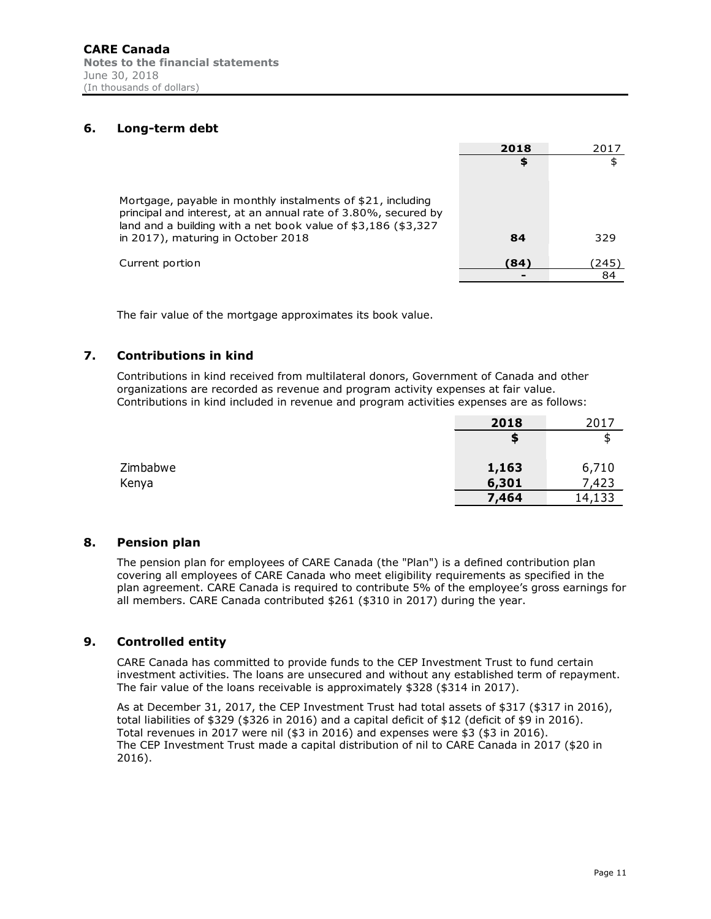## 6. Long-term debt

| | 2018 | 2017 |
|---|---|---|
| | **$** | $ |
| Mortgage, payable in monthly instalments of $21, including principal and interest, at an annual rate of 3.80%, secured by land and a building with a net book value of $3,186 ($3,327 in 2017), maturing in October 2018 | **84** | 329 |
| Current portion | **(84)** | (245) |
| | **-** | 84 |

The fair value of the mortgage approximates its book value.

## 7. Contributions in kind

Contributions in kind received from multilateral donors, Government of Canada and other organizations are recorded as revenue and program activity expenses at fair value. Contributions in kind included in revenue and program activities expenses are as follows:

| | 2018 | 2017 |
|---|---|---|
| | **$** | $ |
| Zimbabwe | **1,163** | 6,710 |
| Kenya | **6,301** | 7,423 |
| | **7,464** | 14,133 |

## 8. Pension plan

The pension plan for employees of CARE Canada (the "Plan") is a defined contribution plan covering all employees of CARE Canada who meet eligibility requirements as specified in the plan agreement. CARE Canada is required to contribute 5% of the employee's gross earnings for all members. CARE Canada contributed $261 ($310 in 2017) during the year.

## 9. Controlled entity

CARE Canada has committed to provide funds to the CEP Investment Trust to fund certain investment activities. The loans are unsecured and without any established term of repayment. The fair value of the loans receivable is approximately $328 ($314 in 2017).

As at December 31, 2017, the CEP Investment Trust had total assets of $317 ($317 in 2016), total liabilities of $329 ($326 in 2016) and a capital deficit of $12 (deficit of $9 in 2016). Total revenues in 2017 were nil ($3 in 2016) and expenses were $3 ($3 in 2016). The CEP Investment Trust made a capital distribution of nil to CARE Canada in 2017 ($20 in 2016).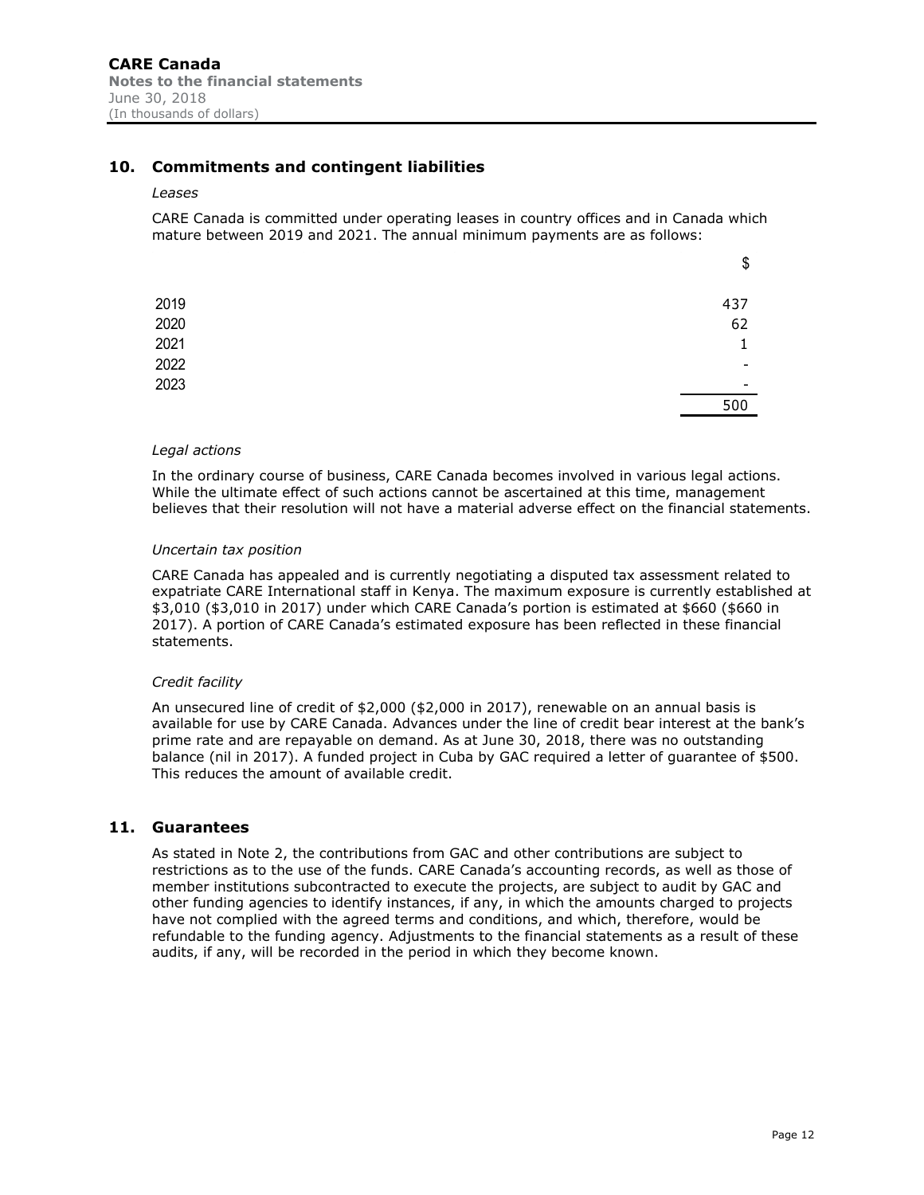## 10. Commitments and contingent liabilities

*Leases*

CARE Canada is committed under operating leases in country offices and in Canada which mature between 2019 and 2021. The annual minimum payments are as follows:

| | $ |
|---|---|
| 2019 | 437 |
| 2020 | 62 |
| 2021 | 1 |
| 2022 | - |
| 2023 | - |
| | 500 |

*Legal actions*

In the ordinary course of business, CARE Canada becomes involved in various legal actions. While the ultimate effect of such actions cannot be ascertained at this time, management believes that their resolution will not have a material adverse effect on the financial statements.

*Uncertain tax position*

CARE Canada has appealed and is currently negotiating a disputed tax assessment related to expatriate CARE International staff in Kenya. The maximum exposure is currently established at $3,010 ($3,010 in 2017) under which CARE Canada's portion is estimated at $660 ($660 in 2017). A portion of CARE Canada's estimated exposure has been reflected in these financial statements.

*Credit facility*

An unsecured line of credit of $2,000 ($2,000 in 2017), renewable on an annual basis is available for use by CARE Canada. Advances under the line of credit bear interest at the bank's prime rate and are repayable on demand. As at June 30, 2018, there was no outstanding balance (nil in 2017). A funded project in Cuba by GAC required a letter of guarantee of $500. This reduces the amount of available credit.

## 11. Guarantees

As stated in Note 2, the contributions from GAC and other contributions are subject to restrictions as to the use of the funds. CARE Canada's accounting records, as well as those of member institutions subcontracted to execute the projects, are subject to audit by GAC and other funding agencies to identify instances, if any, in which the amounts charged to projects have not complied with the agreed terms and conditions, and which, therefore, would be refundable to the funding agency. Adjustments to the financial statements as a result of these audits, if any, will be recorded in the period in which they become known.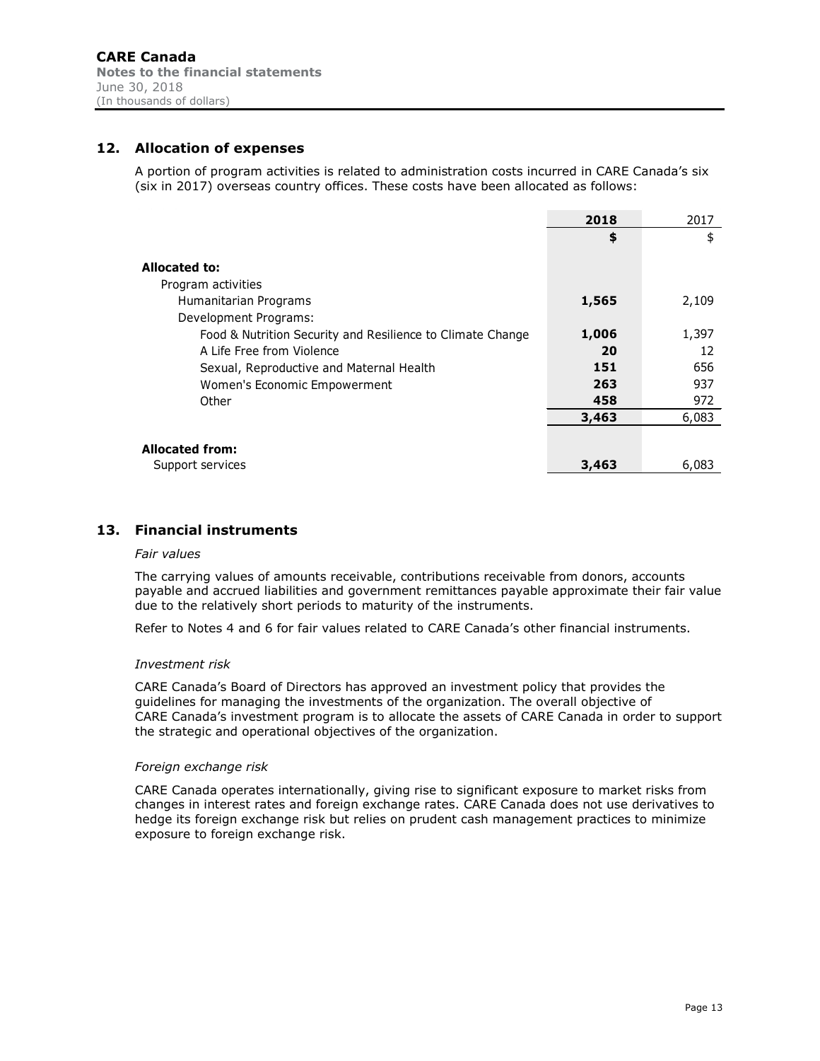## 12. Allocation of expenses

A portion of program activities is related to administration costs incurred in CARE Canada's six (six in 2017) overseas country offices. These costs have been allocated as follows:

| | **2018** | 2017 |
|---|---|---|
| | **$** | $ |
| **Allocated to:** | | |
| Program activities | | |
| Humanitarian Programs | **1,565** | 2,109 |
| Development Programs: | | |
| Food & Nutrition Security and Resilience to Climate Change | **1,006** | 1,397 |
| A Life Free from Violence | **20** | 12 |
| Sexual, Reproductive and Maternal Health | **151** | 656 |
| Women's Economic Empowerment | **263** | 937 |
| Other | **458** | 972 |
| | **3,463** | 6,083 |
| **Allocated from:** | | |
| Support services | **3,463** | 6,083 |

## 13. Financial instruments

*Fair values*

The carrying values of amounts receivable, contributions receivable from donors, accounts payable and accrued liabilities and government remittances payable approximate their fair value due to the relatively short periods to maturity of the instruments.

Refer to Notes 4 and 6 for fair values related to CARE Canada's other financial instruments.

*Investment risk*

CARE Canada's Board of Directors has approved an investment policy that provides the guidelines for managing the investments of the organization. The overall objective of CARE Canada's investment program is to allocate the assets of CARE Canada in order to support the strategic and operational objectives of the organization.

*Foreign exchange risk*

CARE Canada operates internationally, giving rise to significant exposure to market risks from changes in interest rates and foreign exchange rates. CARE Canada does not use derivatives to hedge its foreign exchange risk but relies on prudent cash management practices to minimize exposure to foreign exchange risk.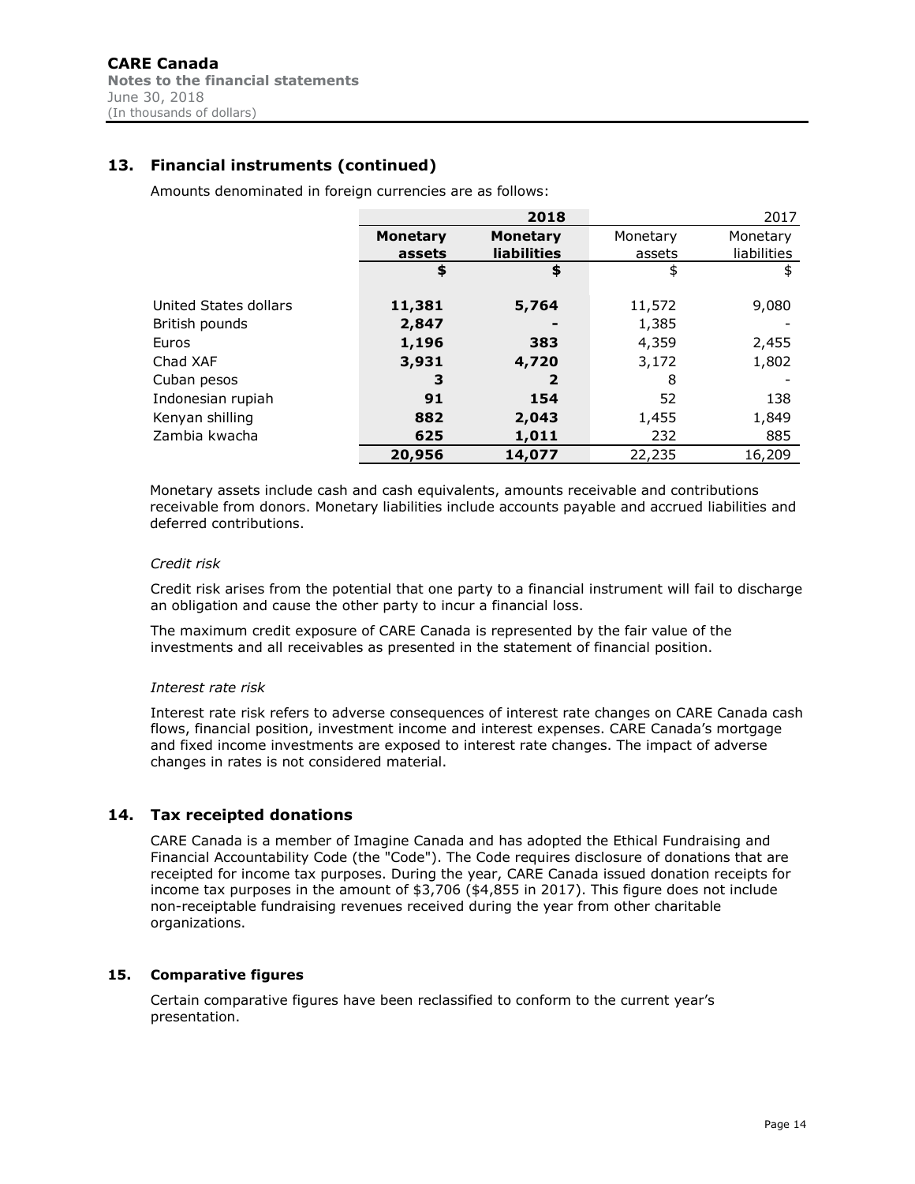## 13. Financial instruments (continued)

Amounts denominated in foreign currencies are as follows:

| | 2018 | | 2017 | |
|---|---|---|---|---|
| | **Monetary assets** | **Monetary liabilities** | Monetary assets | Monetary liabilities |
| | **$** | **$** | $ | $ |
| United States dollars | **11,381** | **5,764** | 11,572 | 9,080 |
| British pounds | **2,847** | **-** | 1,385 | - |
| Euros | **1,196** | **383** | 4,359 | 2,455 |
| Chad XAF | **3,931** | **4,720** | 3,172 | 1,802 |
| Cuban pesos | **3** | **2** | 8 | - |
| Indonesian rupiah | **91** | **154** | 52 | 138 |
| Kenyan shilling | **882** | **2,043** | 1,455 | 1,849 |
| Zambia kwacha | **625** | **1,011** | 232 | 885 |
| | **20,956** | **14,077** | 22,235 | 16,209 |

Monetary assets include cash and cash equivalents, amounts receivable and contributions receivable from donors. Monetary liabilities include accounts payable and accrued liabilities and deferred contributions.

*Credit risk*

Credit risk arises from the potential that one party to a financial instrument will fail to discharge an obligation and cause the other party to incur a financial loss.

The maximum credit exposure of CARE Canada is represented by the fair value of the investments and all receivables as presented in the statement of financial position.

*Interest rate risk*

Interest rate risk refers to adverse consequences of interest rate changes on CARE Canada cash flows, financial position, investment income and interest expenses. CARE Canada's mortgage and fixed income investments are exposed to interest rate changes. The impact of adverse changes in rates is not considered material.

## 14. Tax receipted donations

CARE Canada is a member of Imagine Canada and has adopted the Ethical Fundraising and Financial Accountability Code (the "Code"). The Code requires disclosure of donations that are receipted for income tax purposes. During the year, CARE Canada issued donation receipts for income tax purposes in the amount of $3,706 ($4,855 in 2017). This figure does not include non-receiptable fundraising revenues received during the year from other charitable organizations.

## 15. Comparative figures

Certain comparative figures have been reclassified to conform to the current year's presentation.